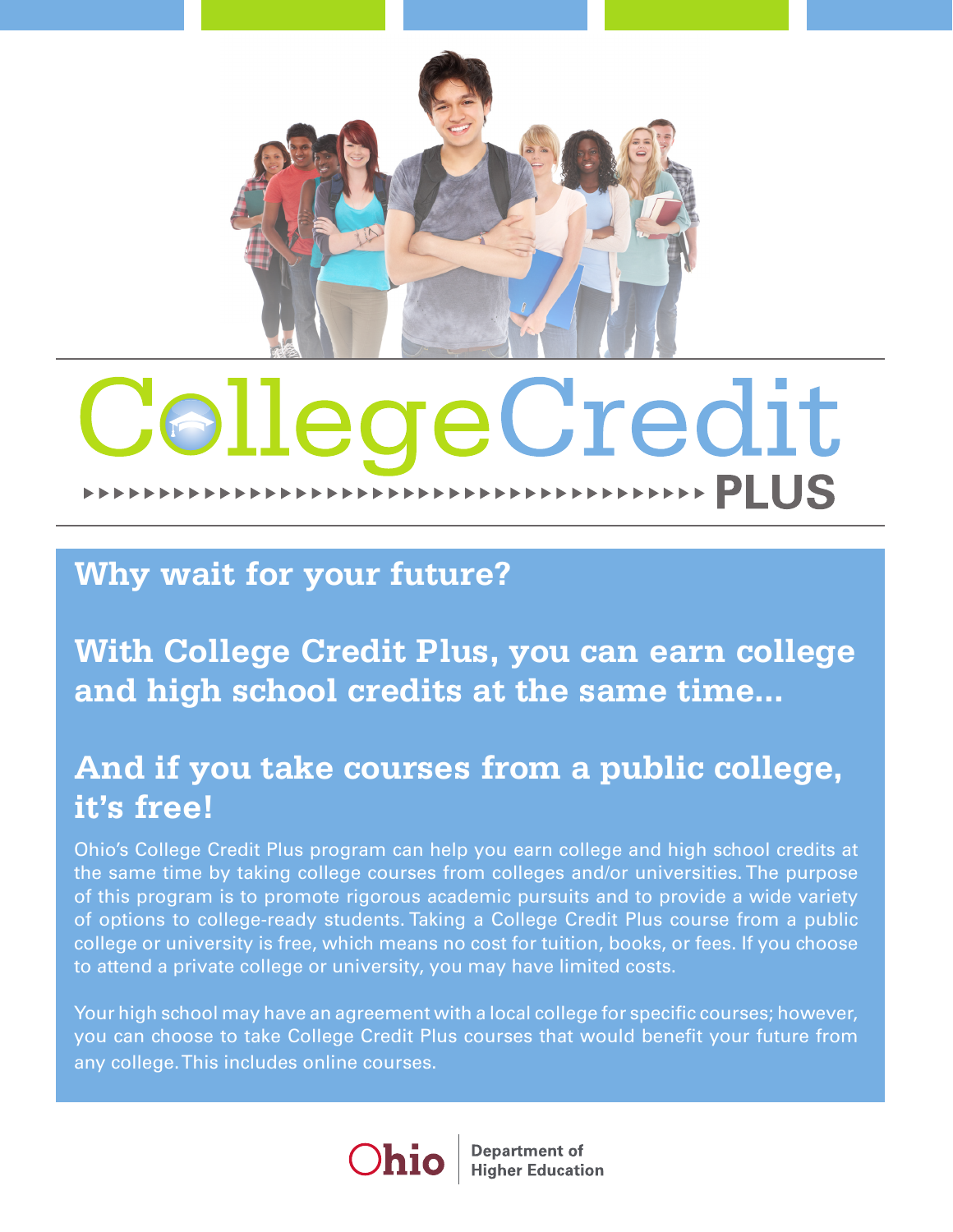# College Credit PLUS

## Why wait for your future?

## With College Credit Plus, you can earn college and high school credits at the same time...

## And if you take courses from a public college, it's free!

Ohio's College Credit Plus program can help you earn college and high school credits at the same time by taking college courses from colleges and/or universities. The purpose of this program is to promote rigorous academic pursuits and to provide a wide variety of options to college-ready students. Taking a College Credit Plus course from a public college or university is free, which means no cost for tuition, books, or fees. If you choose to attend a private college or university, you may have limited costs.

Your high school may have an agreement with a local college for specific courses; however, you can choose to take College Credit Plus courses that would benefit your future from any college. This includes online courses.

Ohio | Department of Higher Education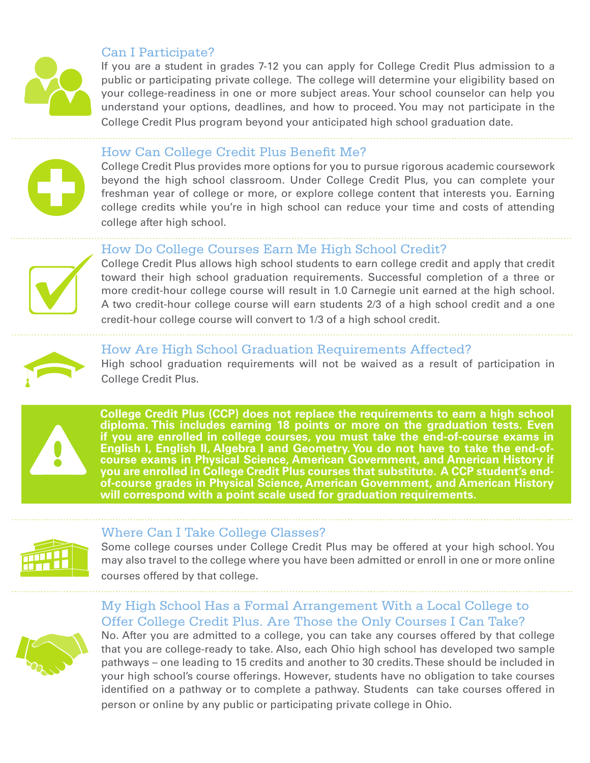## Can I Participate?

If you are a student in grades 7-12 you can apply for College Credit Plus admission to a public or participating private college. The college will determine your eligibility based on your college-readiness in one or more subject areas. Your school counselor can help you understand your options, deadlines, and how to proceed. You may not participate in the College Credit Plus program beyond your anticipated high school graduation date.

## How Can College Credit Plus Benefit Me?

College Credit Plus provides more options for you to pursue rigorous academic coursework beyond the high school classroom. Under College Credit Plus, you can complete your freshman year of college or more, or explore college content that interests you. Earning college credits while you're in high school can reduce your time and costs of attending college after high school.

## How Do College Courses Earn Me High School Credit?

College Credit Plus allows high school students to earn college credit and apply that credit toward their high school graduation requirements. Successful completion of a three or more credit-hour college course will result in 1.0 Carnegie unit earned at the high school. A two credit-hour college course will earn students 2/3 of a high school credit and a one credit-hour college course will convert to 1/3 of a high school credit.

## How Are High School Graduation Requirements Affected?

High school graduation requirements will not be waived as a result of participation in College Credit Plus.

**College Credit Plus (CCP) does not replace the requirements to earn a high school diploma. This includes earning 18 points or more on the graduation tests. Even if you are enrolled in college courses, you must take the end-of-course exams in English I, English II, Algebra I and Geometry. You do not have to take the end-of-course exams in Physical Science, American Government, and American History if you are enrolled in College Credit Plus courses that substitute. A CCP student's end-of-course grades in Physical Science, American Government, and American History will correspond with a point scale used for graduation requirements.**

## Where Can I Take College Classes?

Some college courses under College Credit Plus may be offered at your high school. You may also travel to the college where you have been admitted or enroll in one or more online courses offered by that college.

## My High School Has a Formal Arrangement With a Local College to Offer College Credit Plus. Are Those the Only Courses I Can Take?

No. After you are admitted to a college, you can take any courses offered by that college that you are college-ready to take. Also, each Ohio high school has developed two sample pathways – one leading to 15 credits and another to 30 credits. These should be included in your high school's course offerings. However, students have no obligation to take courses identified on a pathway or to complete a pathway. Students can take courses offered in person or online by any public or participating private college in Ohio.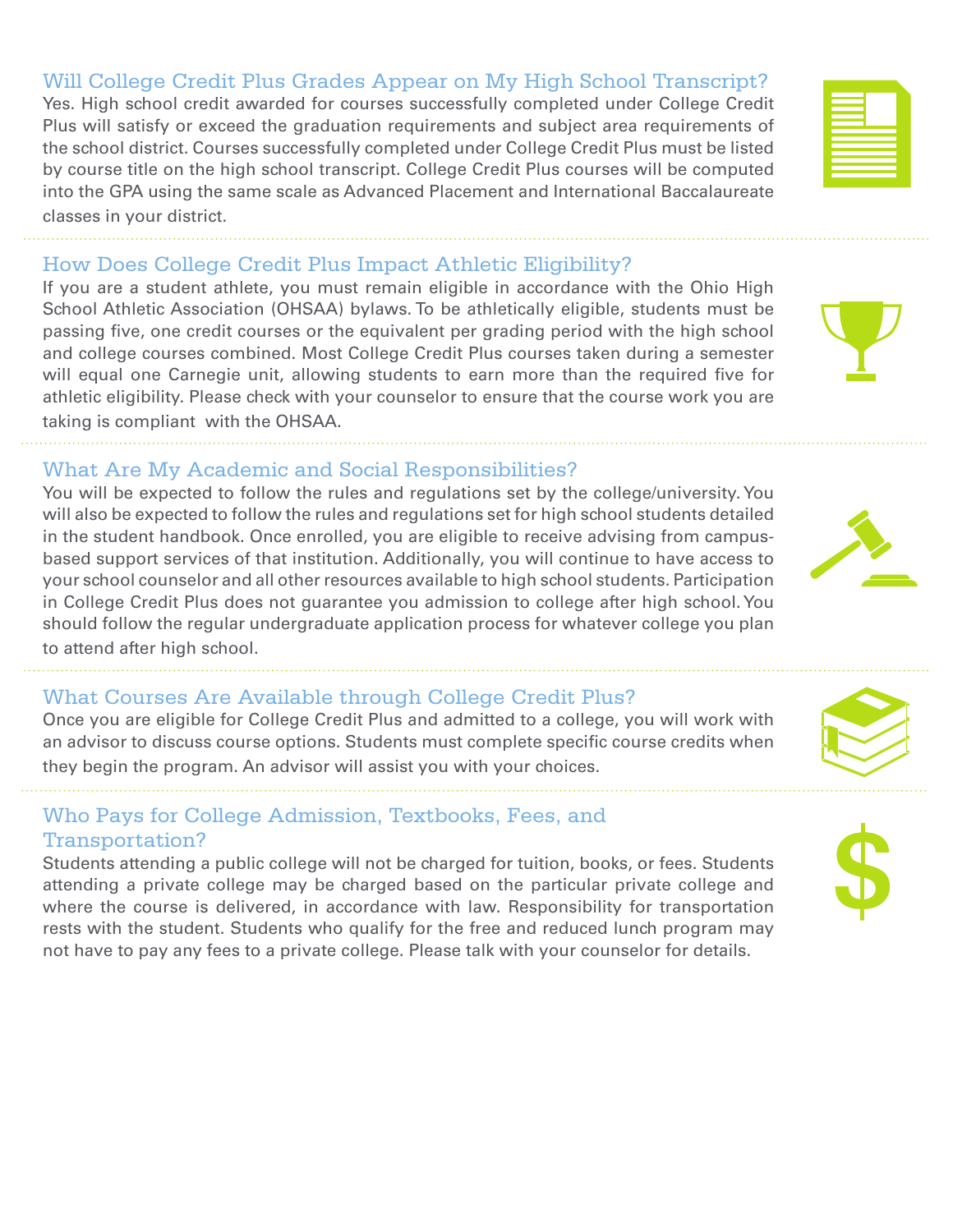## Will College Credit Plus Grades Appear on My High School Transcript?

Yes. High school credit awarded for courses successfully completed under College Credit Plus will satisfy or exceed the graduation requirements and subject area requirements of the school district. Courses successfully completed under College Credit Plus must be listed by course title on the high school transcript. College Credit Plus courses will be computed into the GPA using the same scale as Advanced Placement and International Baccalaureate classes in your district.

## How Does College Credit Plus Impact Athletic Eligibility?

If you are a student athlete, you must remain eligible in accordance with the Ohio High School Athletic Association (OHSAA) bylaws. To be athletically eligible, students must be passing five, one credit courses or the equivalent per grading period with the high school and college courses combined. Most College Credit Plus courses taken during a semester will equal one Carnegie unit, allowing students to earn more than the required five for athletic eligibility. Please check with your counselor to ensure that the course work you are taking is compliant with the OHSAA.

## What Are My Academic and Social Responsibilities?

You will be expected to follow the rules and regulations set by the college/university. You will also be expected to follow the rules and regulations set for high school students detailed in the student handbook. Once enrolled, you are eligible to receive advising from campus-based support services of that institution. Additionally, you will continue to have access to your school counselor and all other resources available to high school students. Participation in College Credit Plus does not guarantee you admission to college after high school. You should follow the regular undergraduate application process for whatever college you plan to attend after high school.

## What Courses Are Available through College Credit Plus?

Once you are eligible for College Credit Plus and admitted to a college, you will work with an advisor to discuss course options. Students must complete specific course credits when they begin the program. An advisor will assist you with your choices.

## Who Pays for College Admission, Textbooks, Fees, and Transportation?

Students attending a public college will not be charged for tuition, books, or fees. Students attending a private college may be charged based on the particular private college and where the course is delivered, in accordance with law. Responsibility for transportation rests with the student. Students who qualify for the free and reduced lunch program may not have to pay any fees to a private college. Please talk with your counselor for details.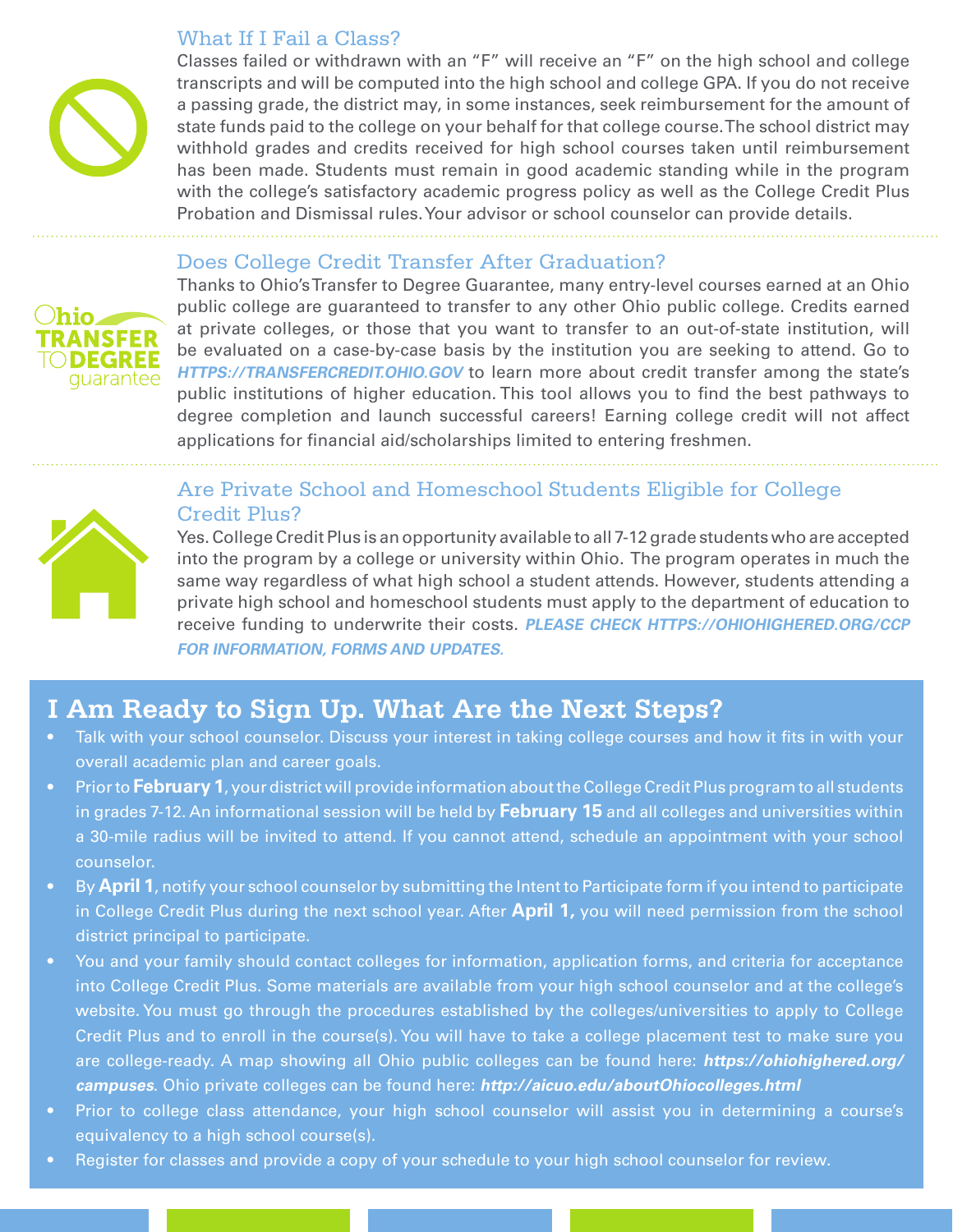## What If I Fail a Class?

Classes failed or withdrawn with an "F" will receive an "F" on the high school and college transcripts and will be computed into the high school and college GPA. If you do not receive a passing grade, the district may, in some instances, seek reimbursement for the amount of state funds paid to the college on your behalf for that college course. The school district may withhold grades and credits received for high school courses taken until reimbursement has been made. Students must remain in good academic standing while in the program with the college's satisfactory academic progress policy as well as the College Credit Plus Probation and Dismissal rules. Your advisor or school counselor can provide details.

## Does College Credit Transfer After Graduation?

Ohio TRANSFER TO DEGREE guarantee

Thanks to Ohio's Transfer to Degree Guarantee, many entry-level courses earned at an Ohio public college are guaranteed to transfer to any other Ohio public college. Credits earned at private colleges, or those that you want to transfer to an out-of-state institution, will be evaluated on a case-by-case basis by the institution you are seeking to attend. Go to ***HTTPS://TRANSFERCREDIT.OHIO.GOV*** to learn more about credit transfer among the state's public institutions of higher education. This tool allows you to find the best pathways to degree completion and launch successful careers! Earning college credit will not affect applications for financial aid/scholarships limited to entering freshmen.

## Are Private School and Homeschool Students Eligible for College Credit Plus?

Yes. College Credit Plus is an opportunity available to all 7-12 grade students who are accepted into the program by a college or university within Ohio. The program operates in much the same way regardless of what high school a student attends. However, students attending a private high school and homeschool students must apply to the department of education to receive funding to underwrite their costs. ***PLEASE CHECK HTTPS://OHIOHIGHERED.ORG/CCP FOR INFORMATION, FORMS AND UPDATES.***

## I Am Ready to Sign Up. What Are the Next Steps?

- Talk with your school counselor. Discuss your interest in taking college courses and how it fits in with your overall academic plan and career goals.
- Prior to **February 1**, your district will provide information about the College Credit Plus program to all students in grades 7-12. An informational session will be held by **February 15** and all colleges and universities within a 30-mile radius will be invited to attend. If you cannot attend, schedule an appointment with your school counselor.
- By **April 1**, notify your school counselor by submitting the Intent to Participate form if you intend to participate in College Credit Plus during the next school year. After **April 1,** you will need permission from the school district principal to participate.
- You and your family should contact colleges for information, application forms, and criteria for acceptance into College Credit Plus. Some materials are available from your high school counselor and at the college's website. You must go through the procedures established by the colleges/universities to apply to College Credit Plus and to enroll in the course(s). You will have to take a college placement test to make sure you are college-ready. A map showing all Ohio public colleges can be found here: ***https://ohiohighered.org/campuses***. Ohio private colleges can be found here: ***http://aicuo.edu/aboutOhiocolleges.html***
- Prior to college class attendance, your high school counselor will assist you in determining a course's equivalency to a high school course(s).
- Register for classes and provide a copy of your schedule to your high school counselor for review.